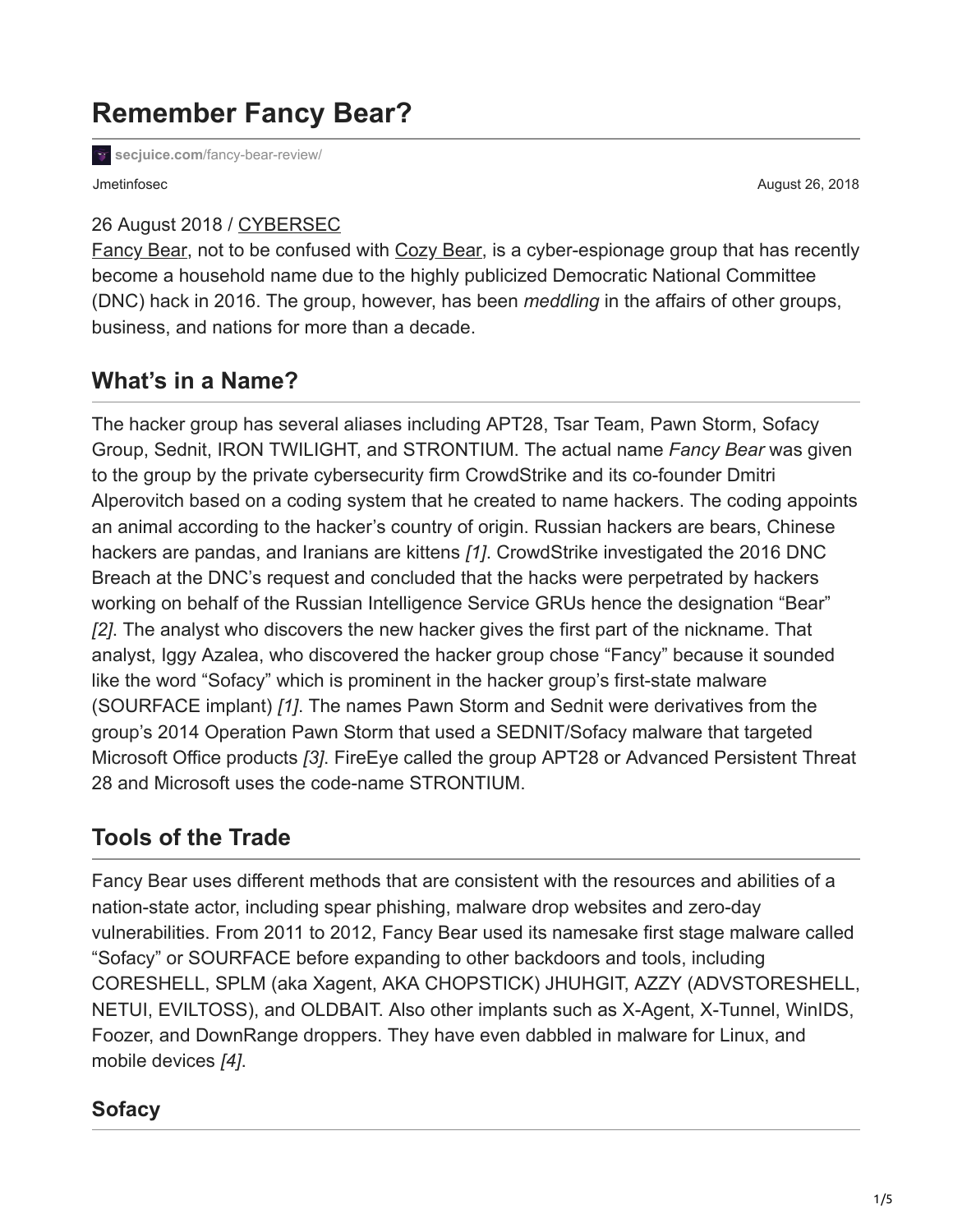# Remember Fancy Bear?

secjuice.com/fancy-bear-review/

Jmetinfosec

August 26, 2018

26 August 2018 / CYBERSEC

Fancy Bear, not to be confused with Cozy Bear, is a cyber-espionage group that has recently become a household name due to the highly publicized Democratic National Committee (DNC) hack in 2016. The group, however, has been *meddling* in the affairs of other groups, business, and nations for more than a decade.

## What's in a Name?

The hacker group has several aliases including APT28, Tsar Team, Pawn Storm, Sofacy Group, Sednit, IRON TWILIGHT, and STRONTIUM. The actual name *Fancy Bear* was given to the group by the private cybersecurity firm CrowdStrike and its co-founder Dmitri Alperovitch based on a coding system that he created to name hackers. The coding appoints an animal according to the hacker's country of origin. Russian hackers are bears, Chinese hackers are pandas, and Iranians are kittens *[1]*. CrowdStrike investigated the 2016 DNC Breach at the DNC's request and concluded that the hacks were perpetrated by hackers working on behalf of the Russian Intelligence Service GRUs hence the designation "Bear" *[2]*. The analyst who discovers the new hacker gives the first part of the nickname. That analyst, Iggy Azalea, who discovered the hacker group chose "Fancy" because it sounded like the word "Sofacy" which is prominent in the hacker group's first-state malware (SOURFACE implant) *[1]*. The names Pawn Storm and Sednit were derivatives from the group's 2014 Operation Pawn Storm that used a SEDNIT/Sofacy malware that targeted Microsoft Office products *[3]*. FireEye called the group APT28 or Advanced Persistent Threat 28 and Microsoft uses the code-name STRONTIUM.

## Tools of the Trade

Fancy Bear uses different methods that are consistent with the resources and abilities of a nation-state actor, including spear phishing, malware drop websites and zero-day vulnerabilities. From 2011 to 2012, Fancy Bear used its namesake first stage malware called "Sofacy" or SOURFACE before expanding to other backdoors and tools, including CORESHELL, SPLM (aka Xagent, AKA CHOPSTICK) JHUHGIT, AZZY (ADVSTORESHELL, NETUI, EVILTOSS), and OLDBAIT. Also other implants such as X-Agent, X-Tunnel, WinIDS, Foozer, and DownRange droppers. They have even dabbled in malware for Linux, and mobile devices *[4]*.

### Sofacy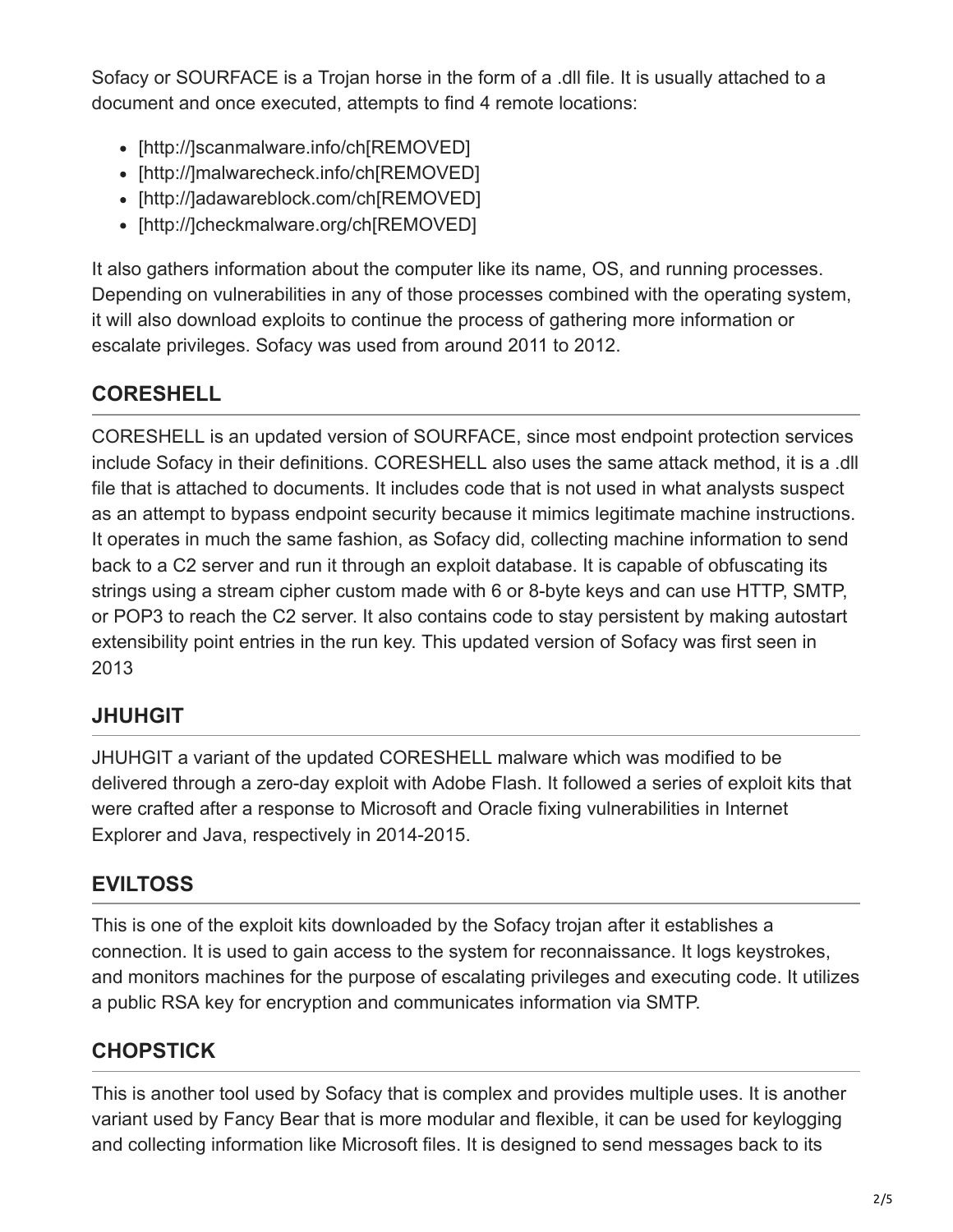Sofacy or SOURFACE is a Trojan horse in the form of a .dll file. It is usually attached to a document and once executed, attempts to find 4 remote locations:

- [http://]scanmalware.info/ch[REMOVED]
- [http://]malwarecheck.info/ch[REMOVED]
- [http://]adawareblock.com/ch[REMOVED]
- [http://]checkmalware.org/ch[REMOVED]

It also gathers information about the computer like its name, OS, and running processes. Depending on vulnerabilities in any of those processes combined with the operating system, it will also download exploits to continue the process of gathering more information or escalate privileges. Sofacy was used from around 2011 to 2012.

## CORESHELL

CORESHELL is an updated version of SOURFACE, since most endpoint protection services include Sofacy in their definitions. CORESHELL also uses the same attack method, it is a .dll file that is attached to documents. It includes code that is not used in what analysts suspect as an attempt to bypass endpoint security because it mimics legitimate machine instructions. It operates in much the same fashion, as Sofacy did, collecting machine information to send back to a C2 server and run it through an exploit database. It is capable of obfuscating its strings using a stream cipher custom made with 6 or 8-byte keys and can use HTTP, SMTP, or POP3 to reach the C2 server. It also contains code to stay persistent by making autostart extensibility point entries in the run key. This updated version of Sofacy was first seen in 2013

## JHUHGIT

JHUHGIT a variant of the updated CORESHELL malware which was modified to be delivered through a zero-day exploit with Adobe Flash. It followed a series of exploit kits that were crafted after a response to Microsoft and Oracle fixing vulnerabilities in Internet Explorer and Java, respectively in 2014-2015.

## EVILTOSS

This is one of the exploit kits downloaded by the Sofacy trojan after it establishes a connection. It is used to gain access to the system for reconnaissance. It logs keystrokes, and monitors machines for the purpose of escalating privileges and executing code. It utilizes a public RSA key for encryption and communicates information via SMTP.

## CHOPSTICK

This is another tool used by Sofacy that is complex and provides multiple uses. It is another variant used by Fancy Bear that is more modular and flexible, it can be used for keylogging and collecting information like Microsoft files. It is designed to send messages back to its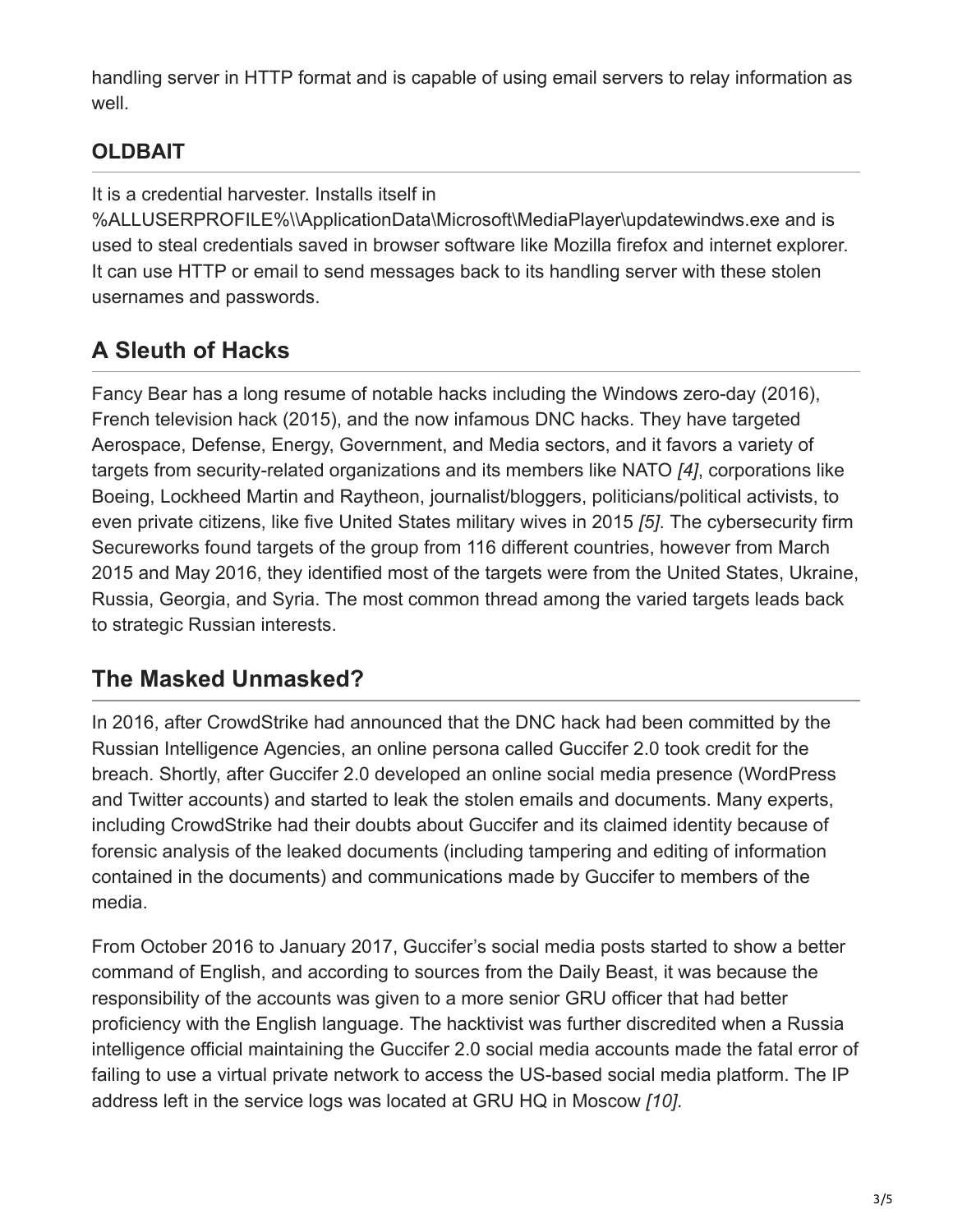handling server in HTTP format and is capable of using email servers to relay information as well.

### OLDBAIT

It is a credential harvester. Installs itself in %ALLUSERPROFILE%\\ApplicationData\Microsoft\MediaPlayer\updatewindws.exe and is used to steal credentials saved in browser software like Mozilla firefox and internet explorer. It can use HTTP or email to send messages back to its handling server with these stolen usernames and passwords.

## A Sleuth of Hacks

Fancy Bear has a long resume of notable hacks including the Windows zero-day (2016), French television hack (2015), and the now infamous DNC hacks. They have targeted Aerospace, Defense, Energy, Government, and Media sectors, and it favors a variety of targets from security-related organizations and its members like NATO *[4]*, corporations like Boeing, Lockheed Martin and Raytheon, journalist/bloggers, politicians/political activists, to even private citizens, like five United States military wives in 2015 *[5]*. The cybersecurity firm Secureworks found targets of the group from 116 different countries, however from March 2015 and May 2016, they identified most of the targets were from the United States, Ukraine, Russia, Georgia, and Syria. The most common thread among the varied targets leads back to strategic Russian interests.

## The Masked Unmasked?

In 2016, after CrowdStrike had announced that the DNC hack had been committed by the Russian Intelligence Agencies, an online persona called Guccifer 2.0 took credit for the breach. Shortly, after Guccifer 2.0 developed an online social media presence (WordPress and Twitter accounts) and started to leak the stolen emails and documents. Many experts, including CrowdStrike had their doubts about Guccifer and its claimed identity because of forensic analysis of the leaked documents (including tampering and editing of information contained in the documents) and communications made by Guccifer to members of the media.

From October 2016 to January 2017, Guccifer's social media posts started to show a better command of English, and according to sources from the Daily Beast, it was because the responsibility of the accounts was given to a more senior GRU officer that had better proficiency with the English language. The hacktivist was further discredited when a Russia intelligence official maintaining the Guccifer 2.0 social media accounts made the fatal error of failing to use a virtual private network to access the US-based social media platform. The IP address left in the service logs was located at GRU HQ in Moscow *[10]*.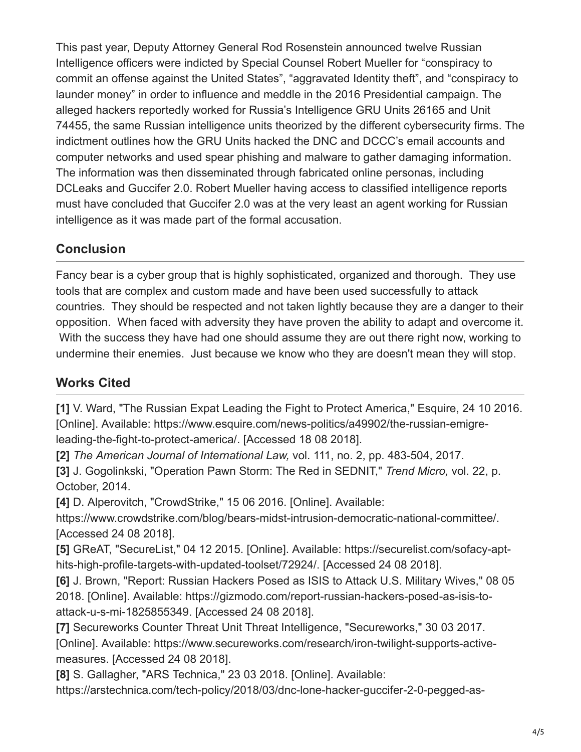This past year, Deputy Attorney General Rod Rosenstein announced twelve Russian Intelligence officers were indicted by Special Counsel Robert Mueller for "conspiracy to commit an offense against the United States", "aggravated Identity theft", and "conspiracy to launder money" in order to influence and meddle in the 2016 Presidential campaign. The alleged hackers reportedly worked for Russia's Intelligence GRU Units 26165 and Unit 74455, the same Russian intelligence units theorized by the different cybersecurity firms. The indictment outlines how the GRU Units hacked the DNC and DCCC's email accounts and computer networks and used spear phishing and malware to gather damaging information. The information was then disseminated through fabricated online personas, including DCLeaks and Guccifer 2.0. Robert Mueller having access to classified intelligence reports must have concluded that Guccifer 2.0 was at the very least an agent working for Russian intelligence as it was made part of the formal accusation.

## Conclusion

Fancy bear is a cyber group that is highly sophisticated, organized and thorough. They use tools that are complex and custom made and have been used successfully to attack countries. They should be respected and not taken lightly because they are a danger to their opposition. When faced with adversity they have proven the ability to adapt and overcome it. With the success they have had one should assume they are out there right now, working to undermine their enemies. Just because we know who they are doesn't mean they will stop.

## Works Cited

**[1]** V. Ward, "The Russian Expat Leading the Fight to Protect America," Esquire, 24 10 2016. [Online]. Available: https://www.esquire.com/news-politics/a49902/the-russian-emigre-leading-the-fight-to-protect-america/. [Accessed 18 08 2018].

**[2]** *The American Journal of International Law,* vol. 111, no. 2, pp. 483-504, 2017.

**[3]** J. Gogolinkski, "Operation Pawn Storm: The Red in SEDNIT," *Trend Micro,* vol. 22, p. October, 2014.

**[4]** D. Alperovitch, "CrowdStrike," 15 06 2016. [Online]. Available: https://www.crowdstrike.com/blog/bears-midst-intrusion-democratic-national-committee/. [Accessed 24 08 2018].

**[5]** GReAT, "SecureList," 04 12 2015. [Online]. Available: https://securelist.com/sofacy-apt-hits-high-profile-targets-with-updated-toolset/72924/. [Accessed 24 08 2018].

**[6]** J. Brown, "Report: Russian Hackers Posed as ISIS to Attack U.S. Military Wives," 08 05 2018. [Online]. Available: https://gizmodo.com/report-russian-hackers-posed-as-isis-to-attack-u-s-mi-1825855349. [Accessed 24 08 2018].

**[7]** Secureworks Counter Threat Unit Threat Intelligence, "Secureworks," 30 03 2017. [Online]. Available: https://www.secureworks.com/research/iron-twilight-supports-active-measures. [Accessed 24 08 2018].

**[8]** S. Gallagher, "ARS Technica," 23 03 2018. [Online]. Available: https://arstechnica.com/tech-policy/2018/03/dnc-lone-hacker-guccifer-2-0-pegged-as-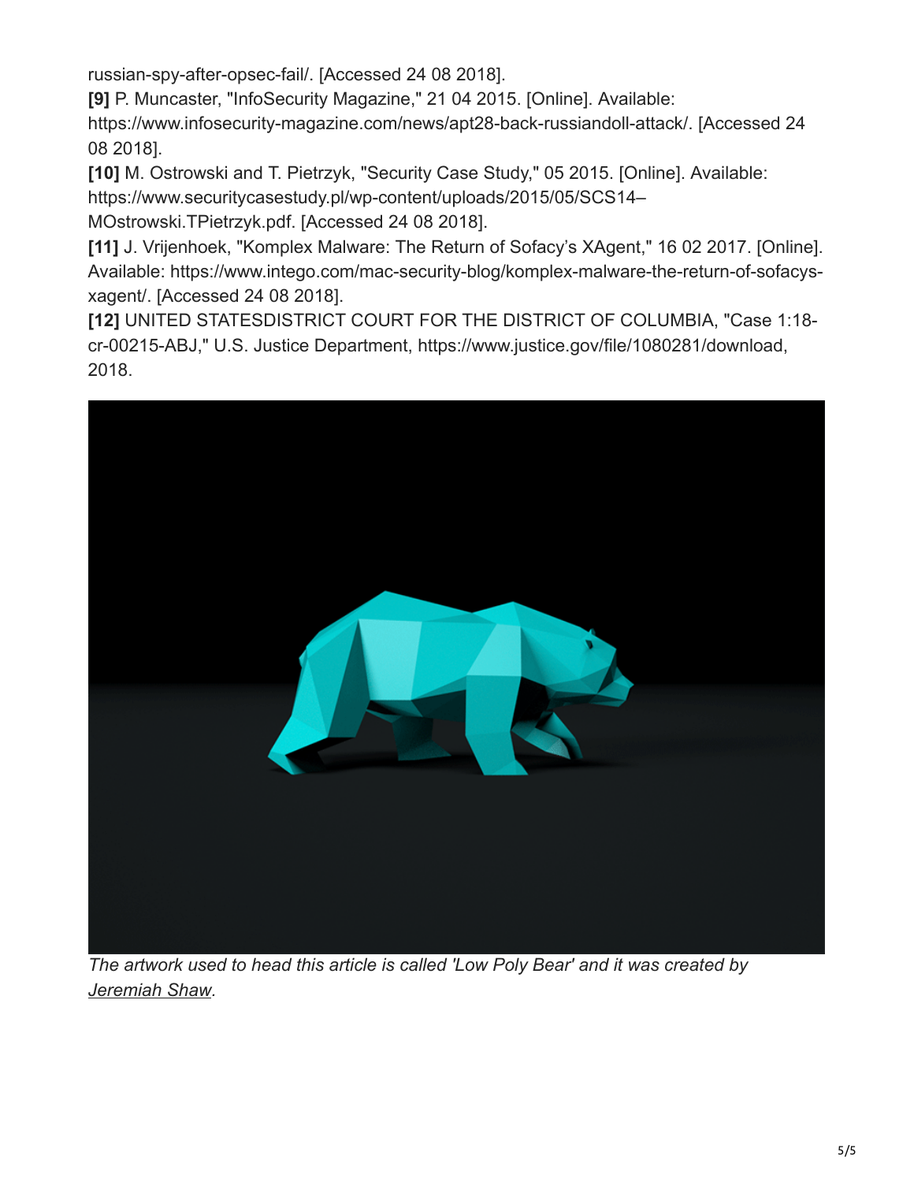russian-spy-after-opsec-fail/. [Accessed 24 08 2018].

**[9]** P. Muncaster, "InfoSecurity Magazine," 21 04 2015. [Online]. Available: https://www.infosecurity-magazine.com/news/apt28-back-russiandoll-attack/. [Accessed 24 08 2018].

**[10]** M. Ostrowski and T. Pietrzyk, "Security Case Study," 05 2015. [Online]. Available: https://www.securitycasestudy.pl/wp-content/uploads/2015/05/SCS14–MOstrowski.TPietrzyk.pdf. [Accessed 24 08 2018].

**[11]** J. Vrijenhoek, "Komplex Malware: The Return of Sofacy's XAgent," 16 02 2017. [Online]. Available: https://www.intego.com/mac-security-blog/komplex-malware-the-return-of-sofacys-xagent/. [Accessed 24 08 2018].

**[12]** UNITED STATESDISTRICT COURT FOR THE DISTRICT OF COLUMBIA, "Case 1:18-cr-00215-ABJ," U.S. Justice Department, https://www.justice.gov/file/1080281/download, 2018.

*The artwork used to head this article is called 'Low Poly Bear' and it was created by Jeremiah Shaw.*